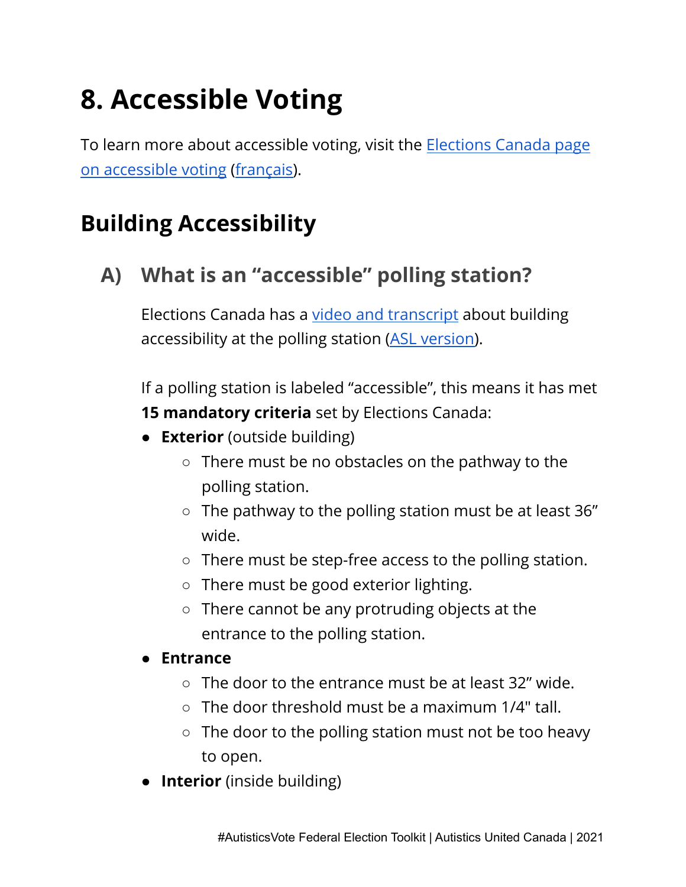# 8. Accessible Voting

To learn more about accessible voting, visit the Elections Canada page on accessible voting (français).

## Building Accessibility

### A) What is an "accessible" polling station?

Elections Canada has a video and transcript about building accessibility at the polling station (ASL version).

If a polling station is labeled "accessible", this means it has met **15 mandatory criteria** set by Elections Canada:

- **Exterior** (outside building)
  - There must be no obstacles on the pathway to the polling station.
  - The pathway to the polling station must be at least 36" wide.
  - There must be step-free access to the polling station.
  - There must be good exterior lighting.
  - There cannot be any protruding objects at the entrance to the polling station.
- **Entrance**
  - The door to the entrance must be at least 32" wide.
  - The door threshold must be a maximum 1/4" tall.
  - The door to the polling station must not be too heavy to open.
- **Interior** (inside building)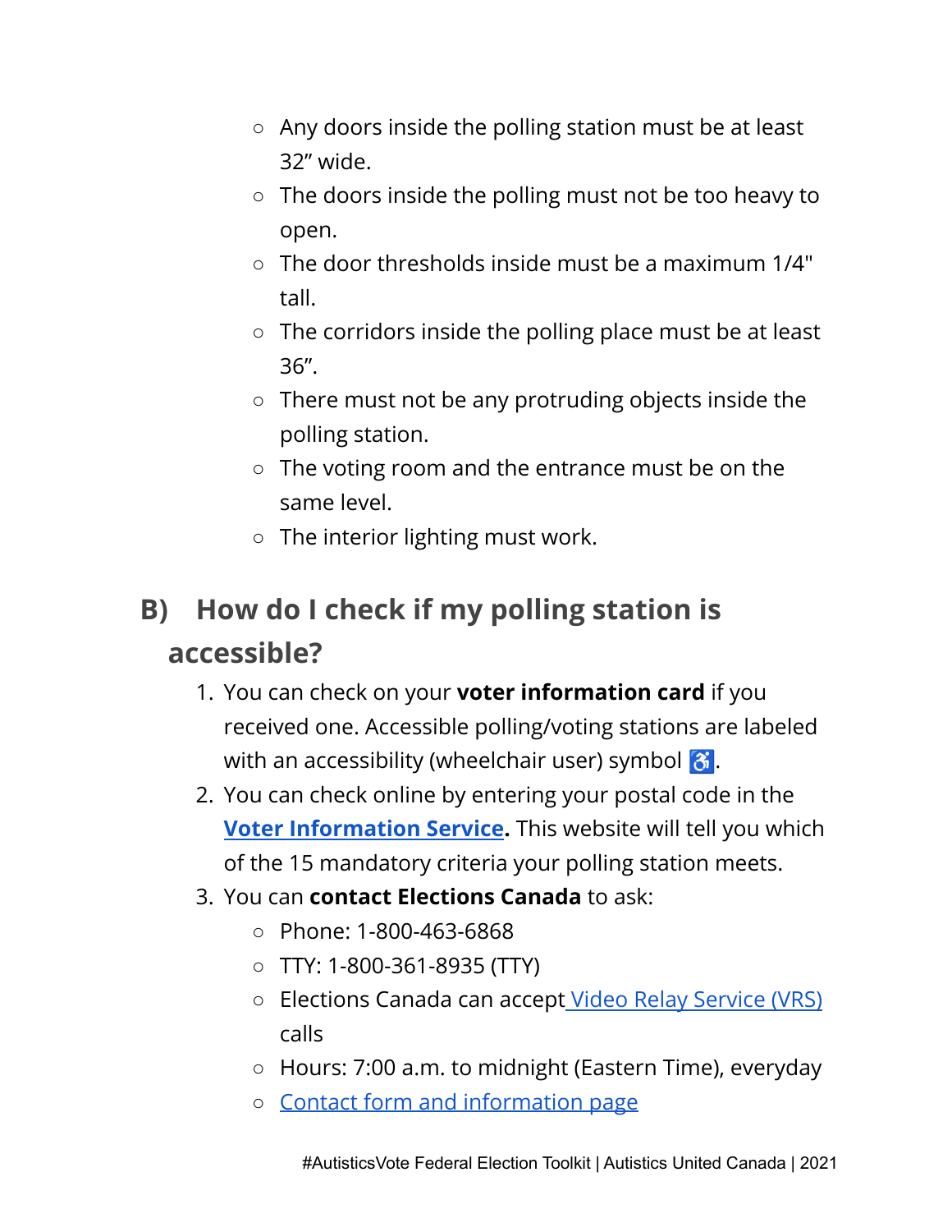- Any doors inside the polling station must be at least 32" wide.
- The doors inside the polling must not be too heavy to open.
- The door thresholds inside must be a maximum 1/4" tall.
- The corridors inside the polling place must be at least 36".
- There must not be any protruding objects inside the polling station.
- The voting room and the entrance must be on the same level.
- The interior lighting must work.

## B) How do I check if my polling station is accessible?

1. You can check on your **voter information card** if you received one. Accessible polling/voting stations are labeled with an accessibility (wheelchair user) symbol ♿.
2. You can check online by entering your postal code in the **Voter Information Service.** This website will tell you which of the 15 mandatory criteria your polling station meets.
3. You can **contact Elections Canada** to ask:
   - Phone: 1-800-463-6868
   - TTY: 1-800-361-8935 (TTY)
   - Elections Canada can accept Video Relay Service (VRS) calls
   - Hours: 7:00 a.m. to midnight (Eastern Time), everyday
   - Contact form and information page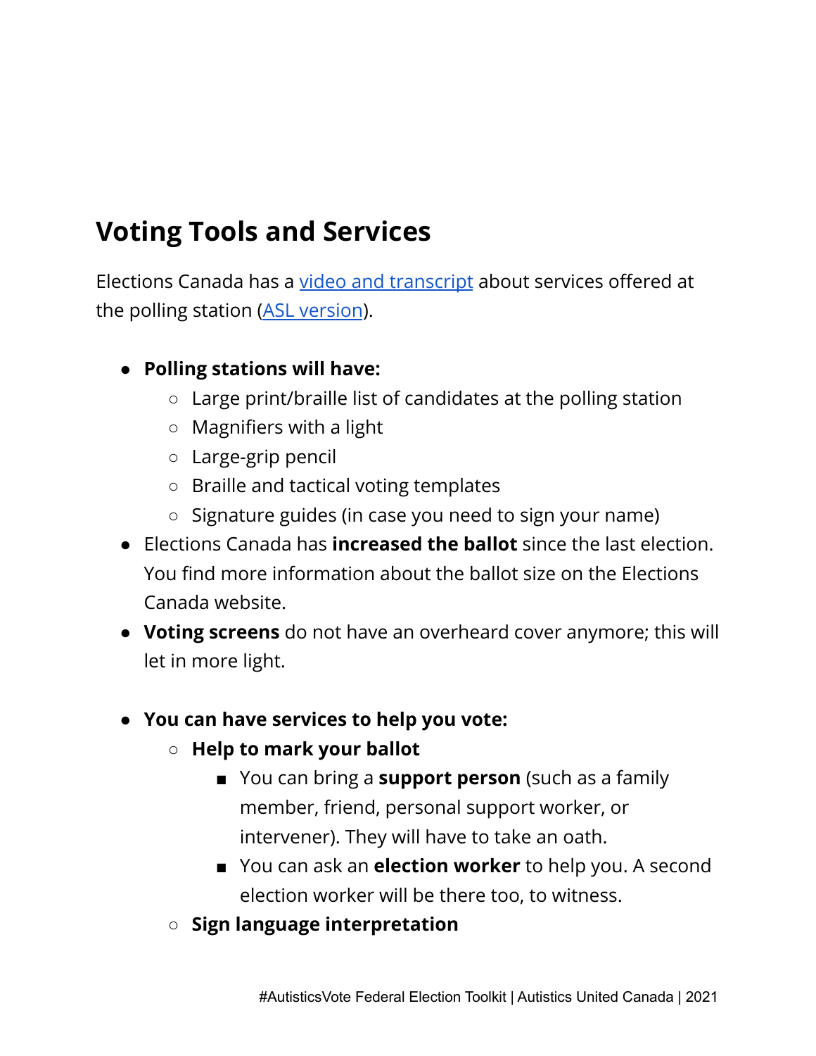## Voting Tools and Services

Elections Canada has a [video and transcript](#) about services offered at the polling station ([ASL version](#)).

- **Polling stations will have:**
  - Large print/braille list of candidates at the polling station
  - Magnifiers with a light
  - Large-grip pencil
  - Braille and tactical voting templates
  - Signature guides (in case you need to sign your name)
- Elections Canada has **increased the ballot** since the last election. You find more information about the ballot size on the Elections Canada website.
- **Voting screens** do not have an overheard cover anymore; this will let in more light.

- **You can have services to help you vote:**
  - **Help to mark your ballot**
    - You can bring a **support person** (such as a family member, friend, personal support worker, or intervener). They will have to take an oath.
    - You can ask an **election worker** to help you. A second election worker will be there too, to witness.
  - **Sign language interpretation**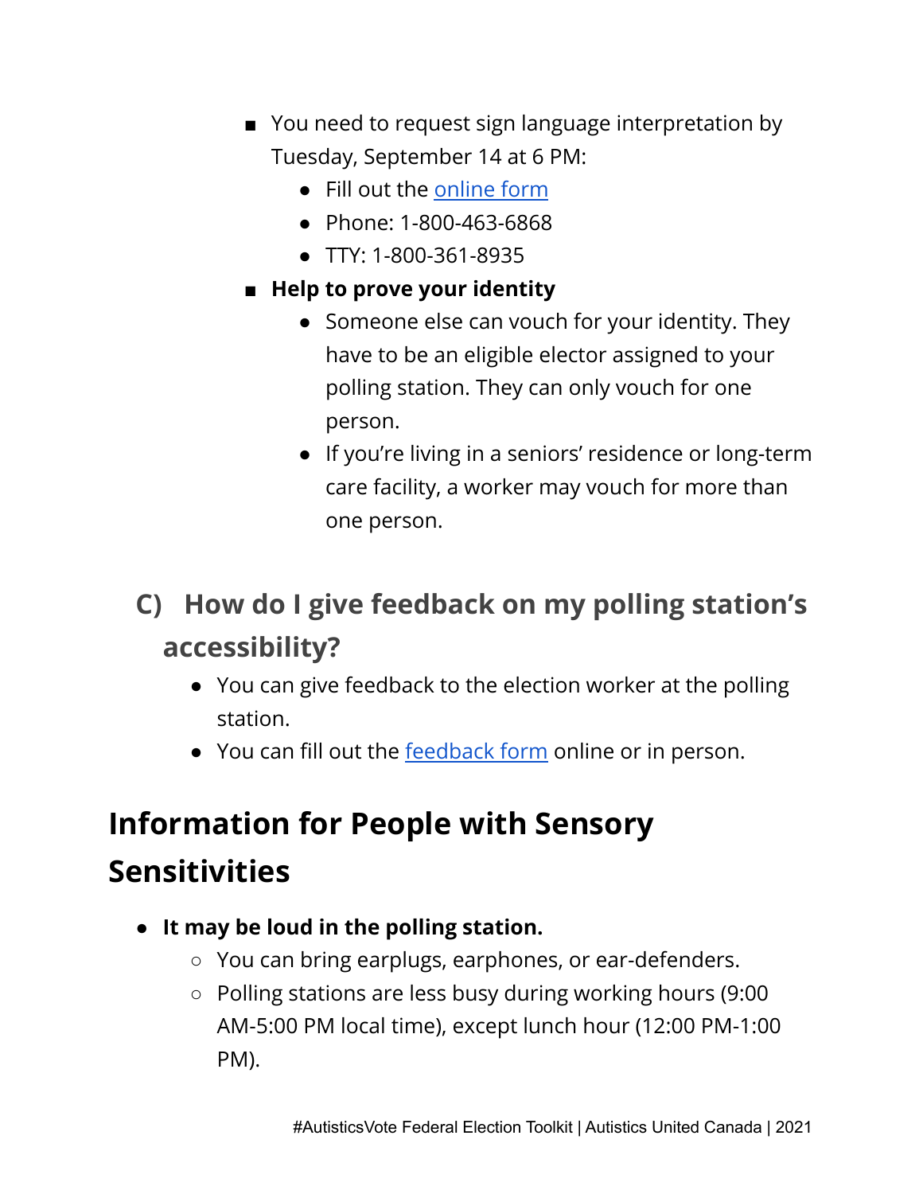- You need to request sign language interpretation by Tuesday, September 14 at 6 PM:
  - Fill out the online form
  - Phone: 1-800-463-6868
  - TTY: 1-800-361-8935
- **Help to prove your identity**
  - Someone else can vouch for your identity. They have to be an eligible elector assigned to your polling station. They can only vouch for one person.
  - If you're living in a seniors' residence or long-term care facility, a worker may vouch for more than one person.

### C) How do I give feedback on my polling station's accessibility?

- You can give feedback to the election worker at the polling station.
- You can fill out the feedback form online or in person.

## Information for People with Sensory Sensitivities

- **It may be loud in the polling station.**
  - You can bring earplugs, earphones, or ear-defenders.
  - Polling stations are less busy during working hours (9:00 AM-5:00 PM local time), except lunch hour (12:00 PM-1:00 PM).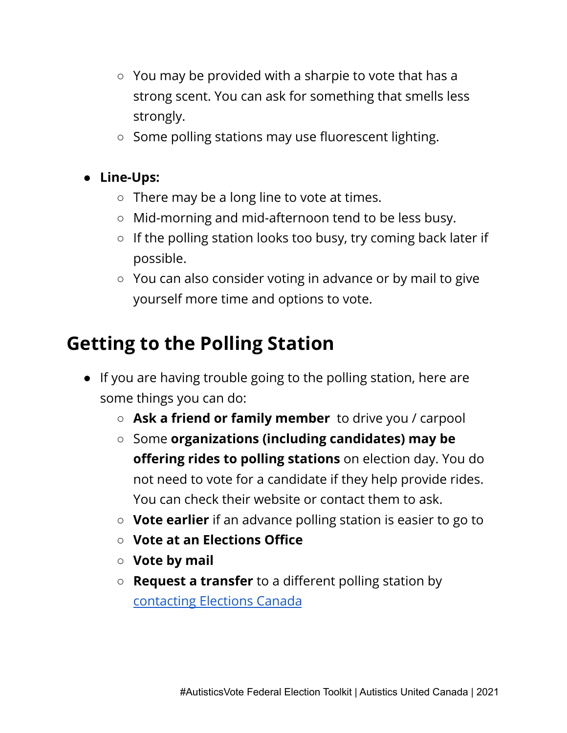- You may be provided with a sharpie to vote that has a strong scent. You can ask for something that smells less strongly.
    - Some polling stations may use fluorescent lighting.

- **Line-Ups:**
    - There may be a long line to vote at times.
    - Mid-morning and mid-afternoon tend to be less busy.
    - If the polling station looks too busy, try coming back later if possible.
    - You can also consider voting in advance or by mail to give yourself more time and options to vote.

## Getting to the Polling Station

- If you are having trouble going to the polling station, here are some things you can do:
    - **Ask a friend or family member** to drive you / carpool
    - Some **organizations (including candidates) may be offering rides to polling stations** on election day. You do not need to vote for a candidate if they help provide rides. You can check their website or contact them to ask.
    - **Vote earlier** if an advance polling station is easier to go to
    - **Vote at an Elections Office**
    - **Vote by mail**
    - **Request a transfer** to a different polling station by contacting Elections Canada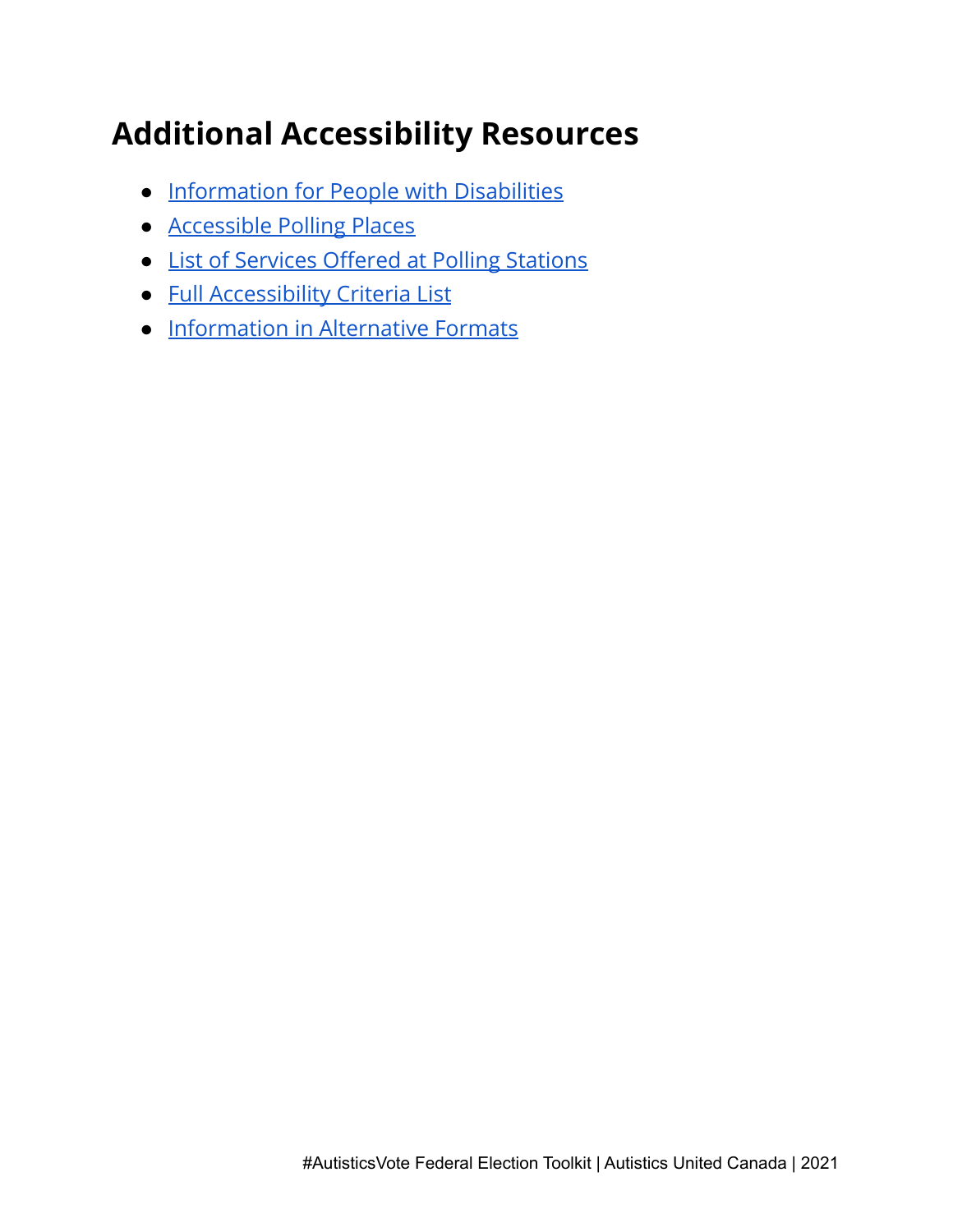## Additional Accessibility Resources

- Information for People with Disabilities
- Accessible Polling Places
- List of Services Offered at Polling Stations
- Full Accessibility Criteria List
- Information in Alternative Formats